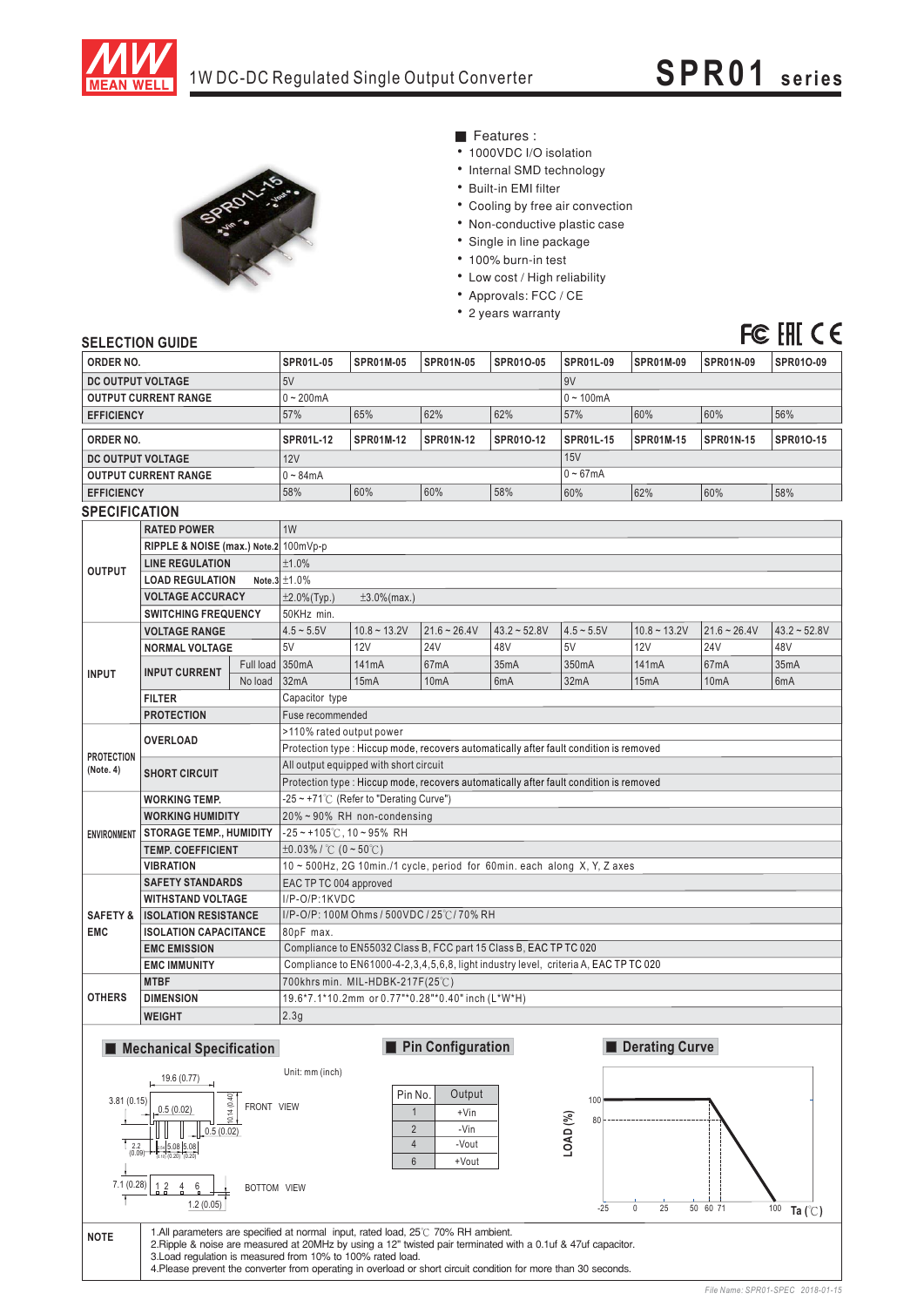# 1W DC-DC Regulated Single Output Converter

## SPR01 series

■ Features :

- 1000VDC I/O isolation
- Internal SMD technology
- Built-in EMI filter
- Cooling by free air convection
- Non-conductive plastic case
- Single in line package
- 100% burn-in test
- Low cost / High reliability
- Approvals: FCC / CE
- 2 years warranty

## SELECTION GUIDE

| ORDER NO. | SPR01L-05 | SPR01M-05 | SPR01N-05 | SPR01O-05 | SPR01L-09 | SPR01M-09 | SPR01N-09 | SPR01O-09 |
|---|---|---|---|---|---|---|---|---|
| DC OUTPUT VOLTAGE | 5V | | | | 9V | | | |
| OUTPUT CURRENT RANGE | 0 ~ 200mA | | | | 0 ~ 100mA | | | |
| EFFICIENCY | 57% | 65% | 62% | 62% | 57% | 60% | 60% | 56% |

| ORDER NO. | SPR01L-12 | SPR01M-12 | SPR01N-12 | SPR01O-12 | SPR01L-15 | SPR01M-15 | SPR01N-15 | SPR01O-15 |
|---|---|---|---|---|---|---|---|---|
| DC OUTPUT VOLTAGE | 12V | | | | 15V | | | |
| OUTPUT CURRENT RANGE | 0 ~ 84mA | | | | 0 ~ 67mA | | | |
| EFFICIENCY | 58% | 60% | 60% | 58% | 60% | 62% | 60% | 58% |

## SPECIFICATION

| | | | | | | | | | | |
|---|---|---|---|---|---|---|---|---|---|---|
| OUTPUT | RATED POWER | | 1W | | | | | | | |
| | RIPPLE & NOISE (max.) Note.2 | | 100mVp-p | | | | | | | |
| | LINE REGULATION | | ±1.0% | | | | | | | |
| | LOAD REGULATION Note.3 | | ±1.0% | | | | | | | |
| | VOLTAGE ACCURACY | | ±2.0%(Typ.) ±3.0%(max.) | | | | | | | |
| | SWITCHING FREQUENCY | | 50KHz min. | | | | | | | |
| INPUT | VOLTAGE RANGE | | 4.5 ~ 5.5V | 10.8 ~ 13.2V | 21.6 ~ 26.4V | 43.2 ~ 52.8V | 4.5 ~ 5.5V | 10.8 ~ 13.2V | 21.6 ~ 26.4V | 43.2 ~ 52.8V |
| | NORMAL VOLTAGE | | 5V | 12V | 24V | 48V | 5V | 12V | 24V | 48V |
| | INPUT CURRENT | Full load | 350mA | 141mA | 67mA | 35mA | 350mA | 141mA | 67mA | 35mA |
| | | No load | 32mA | 15mA | 10mA | 6mA | 32mA | 15mA | 10mA | 6mA |
| | FILTER | | Capacitor type | | | | | | | |
| | PROTECTION | | Fuse recommended | | | | | | | |
| PROTECTION (Note. 4) | OVERLOAD | | >110% rated output power | | | | | | | |
| | | | Protection type : Hiccup mode, recovers automatically after fault condition is removed | | | | | | | |
| | SHORT CIRCUIT | | All output equipped with short circuit | | | | | | | |
| | | | Protection type : Hiccup mode, recovers automatically after fault condition is removed | | | | | | | |
| ENVIRONMENT | WORKING TEMP. | | -25 ~ +71℃ (Refer to "Derating Curve") | | | | | | | |
| | WORKING HUMIDITY | | 20% ~ 90% RH non-condensing | | | | | | | |
| | STORAGE TEMP., HUMIDITY | | -25 ~ +105℃, 10 ~ 95% RH | | | | | | | |
| | TEMP. COEFFICIENT | | ±0.03% / ℃ (0 ~ 50℃) | | | | | | | |
| | VIBRATION | | 10 ~ 500Hz, 2G 10min./1 cycle, period for 60min. each along X, Y, Z axes | | | | | | | |
| SAFETY & EMC | SAFETY STANDARDS | | EAC TP TC 004 approved | | | | | | | |
| | WITHSTAND VOLTAGE | | I/P-O/P:1KVDC | | | | | | | |
| | ISOLATION RESISTANCE | | I/P-O/P: 100M Ohms / 500VDC / 25℃/ 70% RH | | | | | | | |
| | ISOLATION CAPACITANCE | | 80pF max. | | | | | | | |
| | EMC EMISSION | | Compliance to EN55032 Class B, FCC part 15 Class B, EAC TP TC 020 | | | | | | | |
| | EMC IMMUNITY | | Compliance to EN61000-4-2,3,4,5,6,8, light industry level, criteria A, EAC TP TC 020 | | | | | | | |
| OTHERS | MTBF | | 700khrs min. MIL-HDBK-217F(25℃) | | | | | | | |
| | DIMENSION | | 19.6*7.1*10.2mm or 0.77"*0.28"*0.40" inch (L*W*H) | | | | | | | |
| | WEIGHT | | 2.3g | | | | | | | |

### ■ Mechanical Specification

Unit: mm (inch)

19.6 (0.77); 3.81 (0.15); 0.5 (0.02); 10.2 (0.40); FRONT VIEW; 0.5 (0.02); 2.2 (0.09); 5.08 (0.20); 5.08 (0.20); 7.1 (0.28); 1 2 4 6; 1.2 (0.05); BOTTOM VIEW

### ■ Pin Configuration

| Pin No. | Output |
|---|---|
| 1 | +Vin |
| 2 | -Vin |
| 4 | -Vout |
| 6 | +Vout |

### ■ Derating Curve

LOAD (%): 100, 80; Ta (℃): -25, 0, 25, 50, 60, 71, 100

| NOTE | |
|---|---|
| | 1.All parameters are specified at normal input, rated load, 25℃ 70% RH ambient.<br>2.Ripple & noise are measured at 20MHz by using a 12" twisted pair terminated with a 0.1uf & 47uf capacitor.<br>3.Load regulation is measured from 10% to 100% rated load.<br>4.Please prevent the converter from operating in overload or short circuit condition for more than 30 seconds. |

File Name: SPR01-SPEC 2018-01-15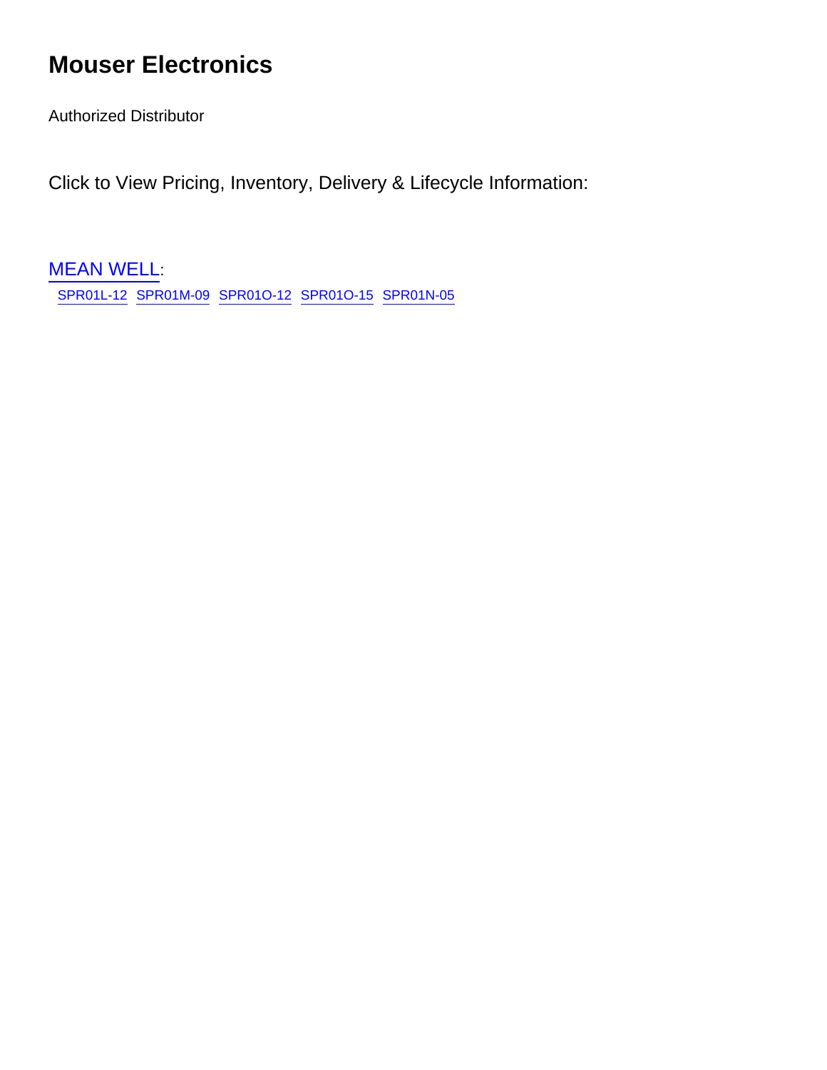# Mouser Electronics

Authorized Distributor

Click to View Pricing, Inventory, Delivery & Lifecycle Information:

MEAN WELL:

SPR01L-12 SPR01M-09 SPR01O-12 SPR01O-15 SPR01N-05